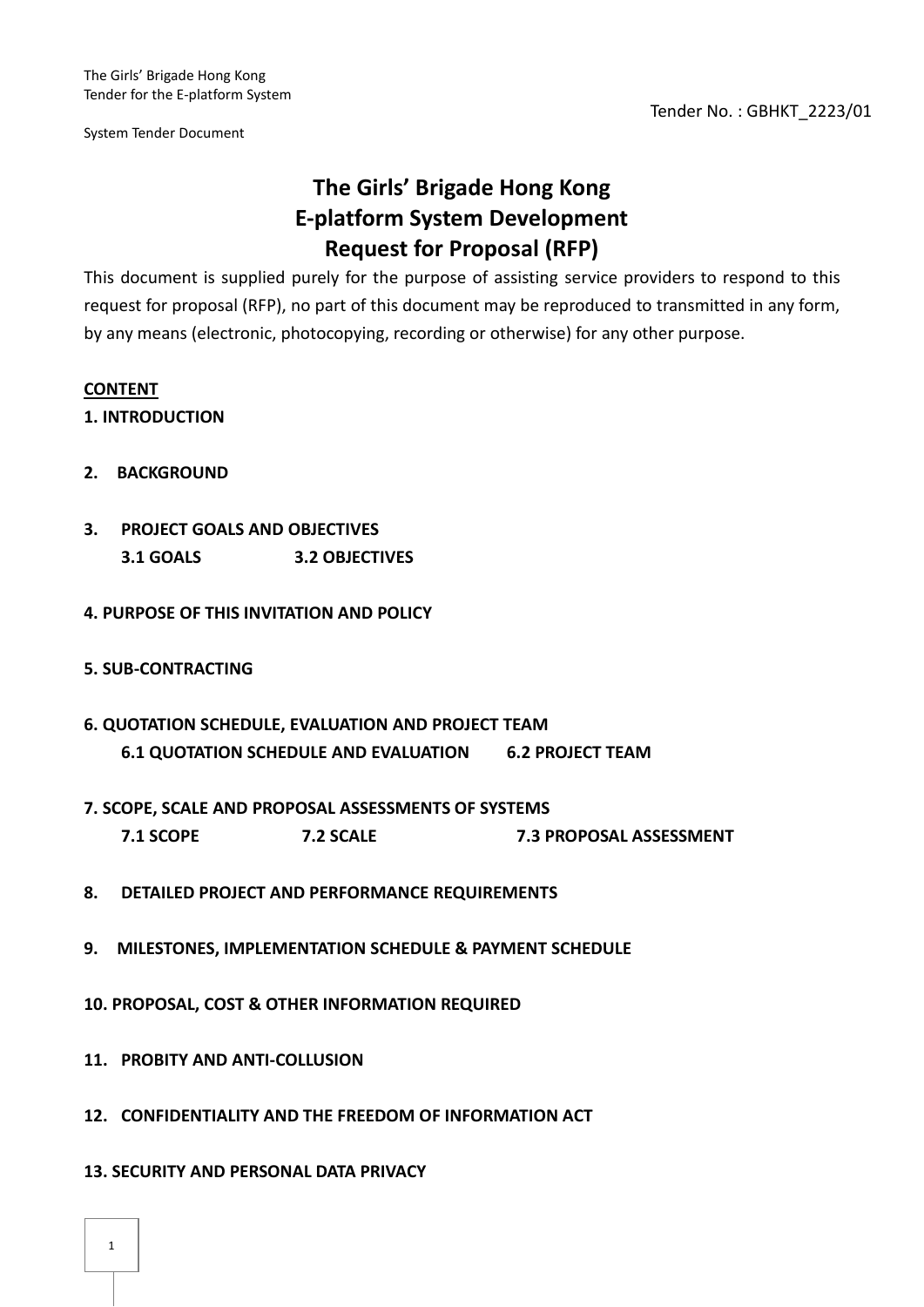The Girls' Brigade Hong Kong
Tender for the E-platform System

Tender No. : GBHKT_2223/01

System Tender Document

# The Girls' Brigade Hong Kong
# E-platform System Development
# Request for Proposal (RFP)

This document is supplied purely for the purpose of assisting service providers to respond to this request for proposal (RFP), no part of this document may be reproduced to transmitted in any form, by any means (electronic, photocopying, recording or otherwise) for any other purpose.

**<u>CONTENT</u>**

**1. INTRODUCTION**

**2. BACKGROUND**

**3. PROJECT GOALS AND OBJECTIVES**
- **3.1 GOALS**
- **3.2 OBJECTIVES**

**4. PURPOSE OF THIS INVITATION AND POLICY**

**5. SUB-CONTRACTING**

**6. QUOTATION SCHEDULE, EVALUATION AND PROJECT TEAM**
- **6.1 QUOTATION SCHEDULE AND EVALUATION**
- **6.2 PROJECT TEAM**

**7. SCOPE, SCALE AND PROPOSAL ASSESSMENTS OF SYSTEMS**
- **7.1 SCOPE**
- **7.2 SCALE**
- **7.3 PROPOSAL ASSESSMENT**

**8. DETAILED PROJECT AND PERFORMANCE REQUIREMENTS**

**9. MILESTONES, IMPLEMENTATION SCHEDULE & PAYMENT SCHEDULE**

**10. PROPOSAL, COST & OTHER INFORMATION REQUIRED**

**11. PROBITY AND ANTI-COLLUSION**

**12. CONFIDENTIALITY AND THE FREEDOM OF INFORMATION ACT**

**13. SECURITY AND PERSONAL DATA PRIVACY**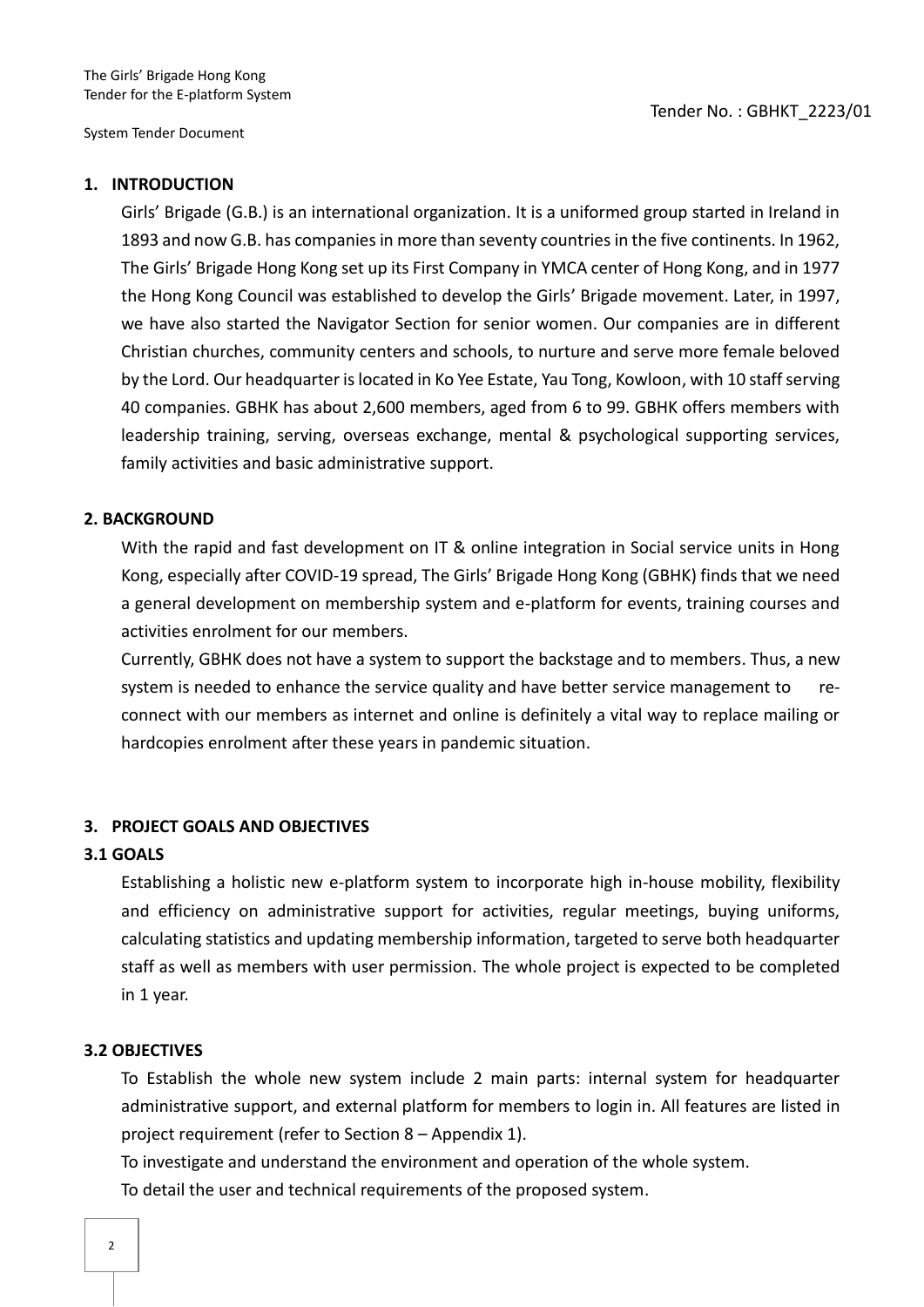## 1. INTRODUCTION

Girls' Brigade (G.B.) is an international organization. It is a uniformed group started in Ireland in 1893 and now G.B. has companies in more than seventy countries in the five continents. In 1962, The Girls' Brigade Hong Kong set up its First Company in YMCA center of Hong Kong, and in 1977 the Hong Kong Council was established to develop the Girls' Brigade movement. Later, in 1997, we have also started the Navigator Section for senior women. Our companies are in different Christian churches, community centers and schools, to nurture and serve more female beloved by the Lord. Our headquarter is located in Ko Yee Estate, Yau Tong, Kowloon, with 10 staff serving 40 companies. GBHK has about 2,600 members, aged from 6 to 99. GBHK offers members with leadership training, serving, overseas exchange, mental & psychological supporting services, family activities and basic administrative support.

## 2. BACKGROUND

With the rapid and fast development on IT & online integration in Social service units in Hong Kong, especially after COVID-19 spread, The Girls' Brigade Hong Kong (GBHK) finds that we need a general development on membership system and e-platform for events, training courses and activities enrolment for our members.

Currently, GBHK does not have a system to support the backstage and to members. Thus, a new system is needed to enhance the service quality and have better service management to re-connect with our members as internet and online is definitely a vital way to replace mailing or hardcopies enrolment after these years in pandemic situation.

## 3. PROJECT GOALS AND OBJECTIVES

### 3.1 GOALS

Establishing a holistic new e-platform system to incorporate high in-house mobility, flexibility and efficiency on administrative support for activities, regular meetings, buying uniforms, calculating statistics and updating membership information, targeted to serve both headquarter staff as well as members with user permission. The whole project is expected to be completed in 1 year.

### 3.2 OBJECTIVES

To Establish the whole new system include 2 main parts: internal system for headquarter administrative support, and external platform for members to login in. All features are listed in project requirement (refer to Section 8 – Appendix 1).

To investigate and understand the environment and operation of the whole system.

To detail the user and technical requirements of the proposed system.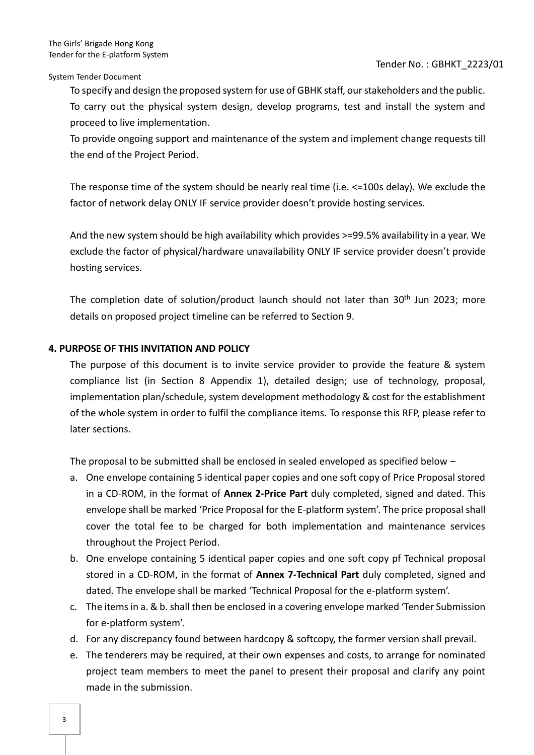To specify and design the proposed system for use of GBHK staff, our stakeholders and the public.
To carry out the physical system design, develop programs, test and install the system and proceed to live implementation.
To provide ongoing support and maintenance of the system and implement change requests till the end of the Project Period.

The response time of the system should be nearly real time (i.e. <=100s delay). We exclude the factor of network delay ONLY IF service provider doesn't provide hosting services.

And the new system should be high availability which provides >=99.5% availability in a year. We exclude the factor of physical/hardware unavailability ONLY IF service provider doesn't provide hosting services.

The completion date of solution/product launch should not later than 30th Jun 2023; more details on proposed project timeline can be referred to Section 9.

## 4. PURPOSE OF THIS INVITATION AND POLICY

The purpose of this document is to invite service provider to provide the feature & system compliance list (in Section 8 Appendix 1), detailed design; use of technology, proposal, implementation plan/schedule, system development methodology & cost for the establishment of the whole system in order to fulfil the compliance items. To response this RFP, please refer to later sections.

The proposal to be submitted shall be enclosed in sealed enveloped as specified below –

a. One envelope containing 5 identical paper copies and one soft copy of Price Proposal stored in a CD-ROM, in the format of **Annex 2-Price Part** duly completed, signed and dated. This envelope shall be marked 'Price Proposal for the E-platform system'. The price proposal shall cover the total fee to be charged for both implementation and maintenance services throughout the Project Period.
b. One envelope containing 5 identical paper copies and one soft copy pf Technical proposal stored in a CD-ROM, in the format of **Annex 7-Technical Part** duly completed, signed and dated. The envelope shall be marked 'Technical Proposal for the e-platform system'.
c. The items in a. & b. shall then be enclosed in a covering envelope marked 'Tender Submission for e-platform system'.
d. For any discrepancy found between hardcopy & softcopy, the former version shall prevail.
e. The tenderers may be required, at their own expenses and costs, to arrange for nominated project team members to meet the panel to present their proposal and clarify any point made in the submission.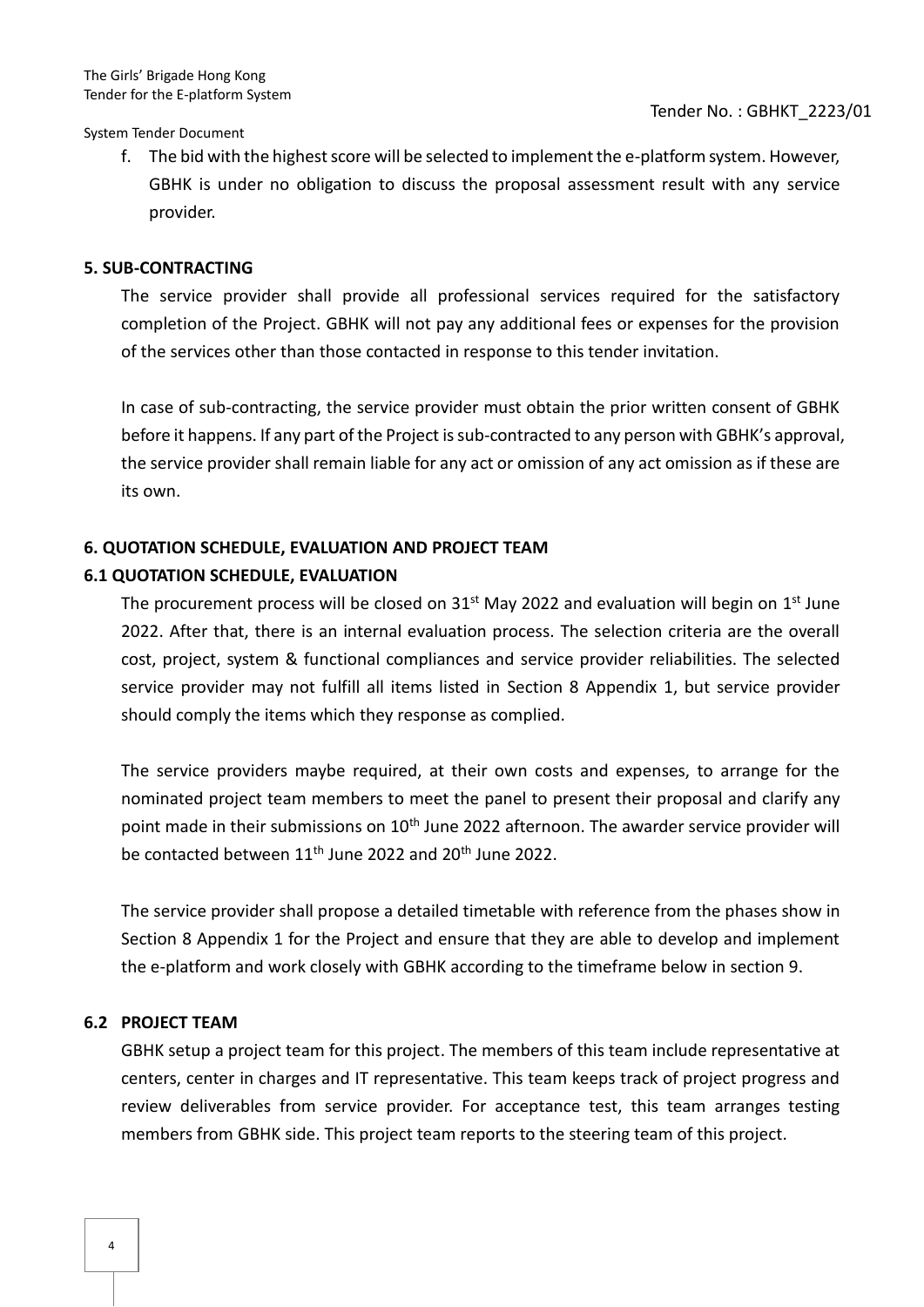f. The bid with the highest score will be selected to implement the e-platform system. However, GBHK is under no obligation to discuss the proposal assessment result with any service provider.

## 5. SUB-CONTRACTING

The service provider shall provide all professional services required for the satisfactory completion of the Project. GBHK will not pay any additional fees or expenses for the provision of the services other than those contacted in response to this tender invitation.

In case of sub-contracting, the service provider must obtain the prior written consent of GBHK before it happens. If any part of the Project is sub-contracted to any person with GBHK's approval, the service provider shall remain liable for any act or omission of any act omission as if these are its own.

## 6. QUOTATION SCHEDULE, EVALUATION AND PROJECT TEAM

### 6.1 QUOTATION SCHEDULE, EVALUATION

The procurement process will be closed on 31st May 2022 and evaluation will begin on 1st June 2022. After that, there is an internal evaluation process. The selection criteria are the overall cost, project, system & functional compliances and service provider reliabilities. The selected service provider may not fulfill all items listed in Section 8 Appendix 1, but service provider should comply the items which they response as complied.

The service providers maybe required, at their own costs and expenses, to arrange for the nominated project team members to meet the panel to present their proposal and clarify any point made in their submissions on 10th June 2022 afternoon. The awarder service provider will be contacted between 11th June 2022 and 20th June 2022.

The service provider shall propose a detailed timetable with reference from the phases show in Section 8 Appendix 1 for the Project and ensure that they are able to develop and implement the e-platform and work closely with GBHK according to the timeframe below in section 9.

### 6.2 PROJECT TEAM

GBHK setup a project team for this project. The members of this team include representative at centers, center in charges and IT representative. This team keeps track of project progress and review deliverables from service provider. For acceptance test, this team arranges testing members from GBHK side. This project team reports to the steering team of this project.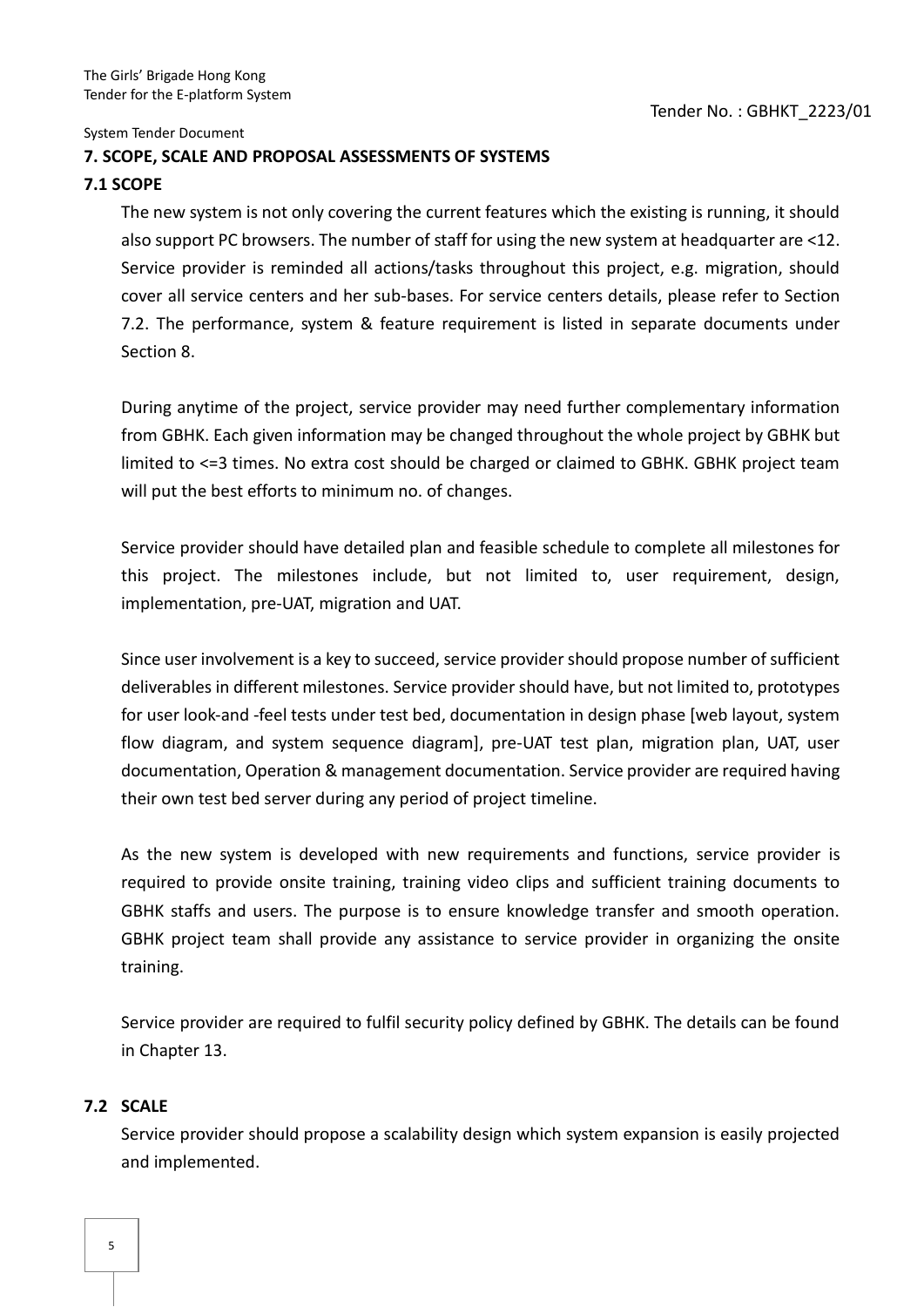## 7. SCOPE, SCALE AND PROPOSAL ASSESSMENTS OF SYSTEMS

### 7.1 SCOPE

The new system is not only covering the current features which the existing is running, it should also support PC browsers. The number of staff for using the new system at headquarter are <12. Service provider is reminded all actions/tasks throughout this project, e.g. migration, should cover all service centers and her sub-bases. For service centers details, please refer to Section 7.2. The performance, system & feature requirement is listed in separate documents under Section 8.

During anytime of the project, service provider may need further complementary information from GBHK. Each given information may be changed throughout the whole project by GBHK but limited to <=3 times. No extra cost should be charged or claimed to GBHK. GBHK project team will put the best efforts to minimum no. of changes.

Service provider should have detailed plan and feasible schedule to complete all milestones for this project. The milestones include, but not limited to, user requirement, design, implementation, pre-UAT, migration and UAT.

Since user involvement is a key to succeed, service provider should propose number of sufficient deliverables in different milestones. Service provider should have, but not limited to, prototypes for user look-and -feel tests under test bed, documentation in design phase [web layout, system flow diagram, and system sequence diagram], pre-UAT test plan, migration plan, UAT, user documentation, Operation & management documentation. Service provider are required having their own test bed server during any period of project timeline.

As the new system is developed with new requirements and functions, service provider is required to provide onsite training, training video clips and sufficient training documents to GBHK staffs and users. The purpose is to ensure knowledge transfer and smooth operation. GBHK project team shall provide any assistance to service provider in organizing the onsite training.

Service provider are required to fulfil security policy defined by GBHK. The details can be found in Chapter 13.

### 7.2 SCALE

Service provider should propose a scalability design which system expansion is easily projected and implemented.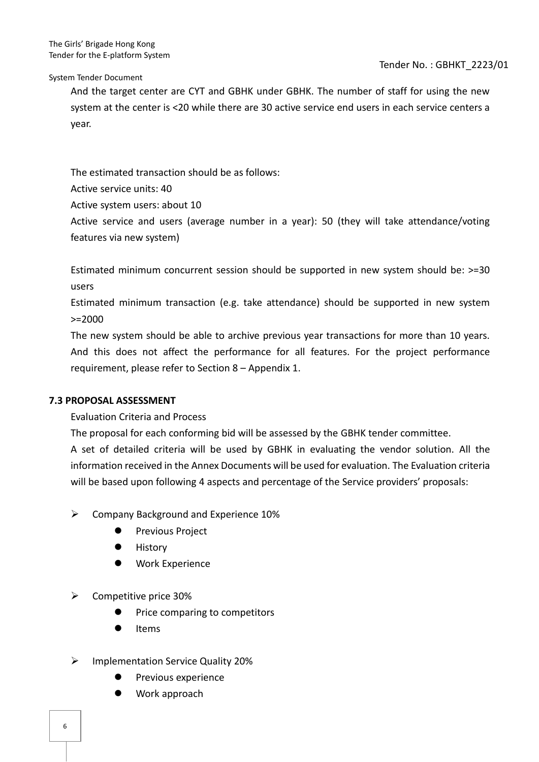And the target center are CYT and GBHK under GBHK. The number of staff for using the new system at the center is <20 while there are 30 active service end users in each service centers a year.

The estimated transaction should be as follows:

Active service units: 40

Active system users: about 10

Active service and users (average number in a year): 50 (they will take attendance/voting features via new system)

Estimated minimum concurrent session should be supported in new system should be: >=30 users

Estimated minimum transaction (e.g. take attendance) should be supported in new system >=2000

The new system should be able to archive previous year transactions for more than 10 years. And this does not affect the performance for all features. For the project performance requirement, please refer to Section 8 – Appendix 1.

### 7.3 PROPOSAL ASSESSMENT

Evaluation Criteria and Process

The proposal for each conforming bid will be assessed by the GBHK tender committee.

A set of detailed criteria will be used by GBHK in evaluating the vendor solution. All the information received in the Annex Documents will be used for evaluation. The Evaluation criteria will be based upon following 4 aspects and percentage of the Service providers' proposals:

- Company Background and Experience 10%
  - Previous Project
  - History
  - Work Experience

- Competitive price 30%
  - Price comparing to competitors
  - Items

- Implementation Service Quality 20%
  - Previous experience
  - Work approach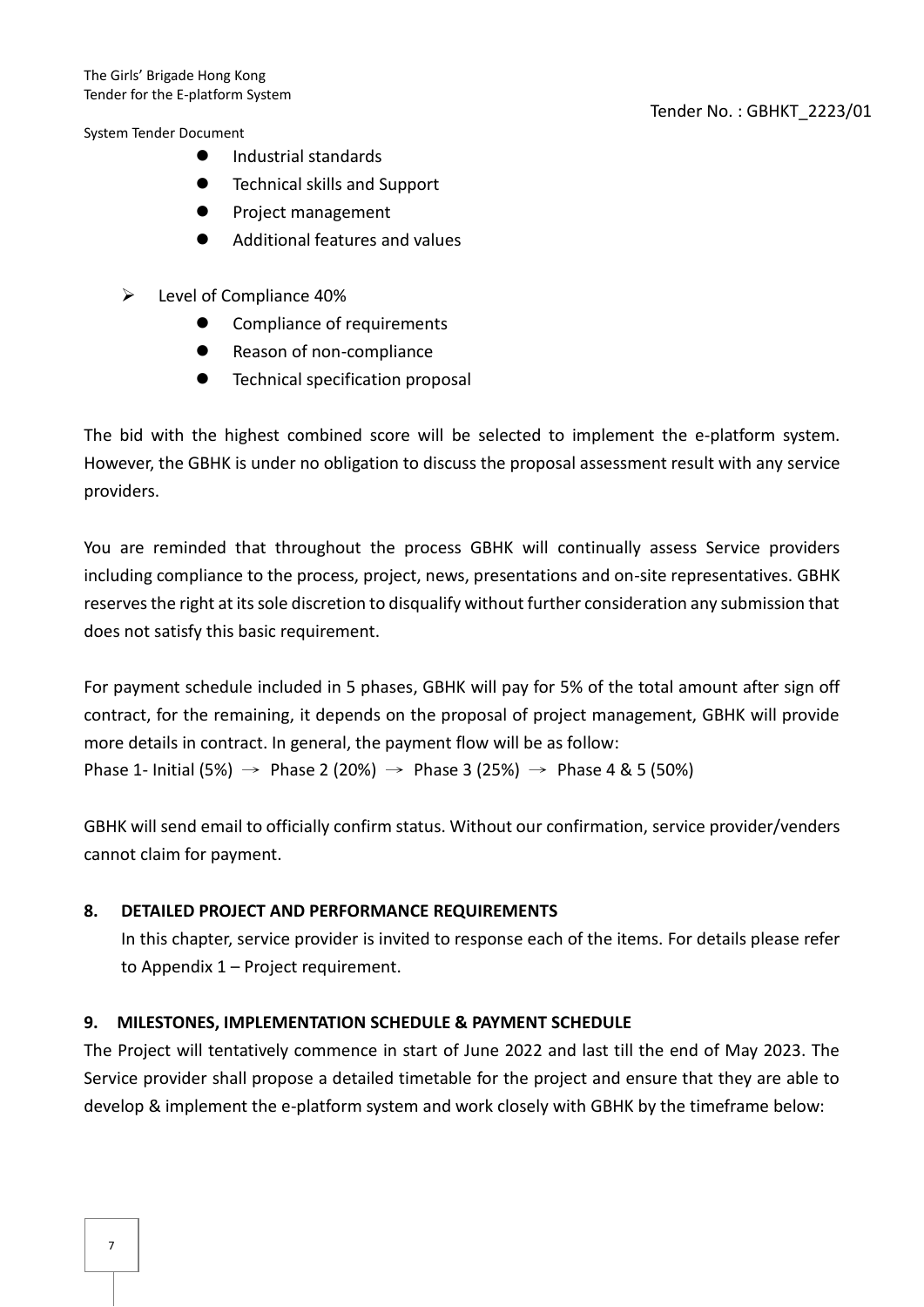- Industrial standards
- Technical skills and Support
- Project management
- Additional features and values

- Level of Compliance 40%
  - Compliance of requirements
  - Reason of non-compliance
  - Technical specification proposal

The bid with the highest combined score will be selected to implement the e-platform system. However, the GBHK is under no obligation to discuss the proposal assessment result with any service providers.

You are reminded that throughout the process GBHK will continually assess Service providers including compliance to the process, project, news, presentations and on-site representatives. GBHK reserves the right at its sole discretion to disqualify without further consideration any submission that does not satisfy this basic requirement.

For payment schedule included in 5 phases, GBHK will pay for 5% of the total amount after sign off contract, for the remaining, it depends on the proposal of project management, GBHK will provide more details in contract. In general, the payment flow will be as follow:
Phase 1- Initial (5%) → Phase 2 (20%) → Phase 3 (25%) → Phase 4 & 5 (50%)

GBHK will send email to officially confirm status. Without our confirmation, service provider/venders cannot claim for payment.

## 8. DETAILED PROJECT AND PERFORMANCE REQUIREMENTS

In this chapter, service provider is invited to response each of the items. For details please refer to Appendix 1 – Project requirement.

## 9. MILESTONES, IMPLEMENTATION SCHEDULE & PAYMENT SCHEDULE

The Project will tentatively commence in start of June 2022 and last till the end of May 2023. The Service provider shall propose a detailed timetable for the project and ensure that they are able to develop & implement the e-platform system and work closely with GBHK by the timeframe below: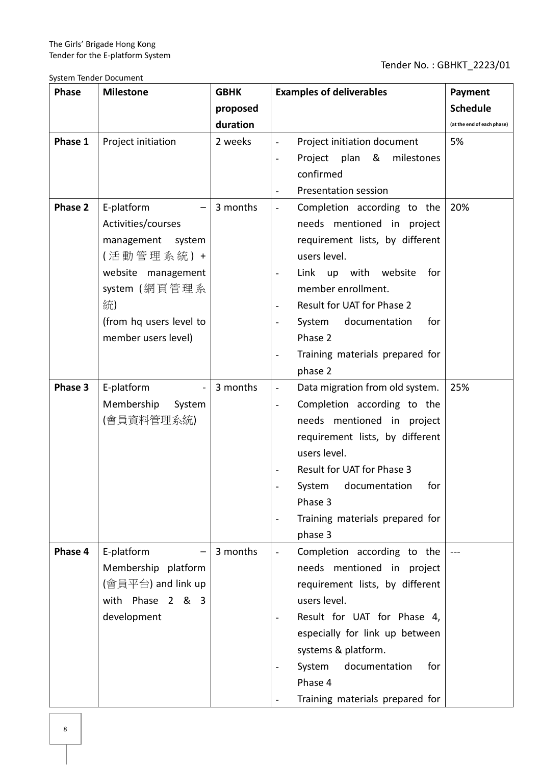| Phase | Milestone | GBHK proposed duration | Examples of deliverables | Payment Schedule (at the end of each phase) |
|---|---|---|---|---|
| Phase 1 | Project initiation | 2 weeks | - Project initiation document<br>- Project plan & milestones confirmed<br>- Presentation session | 5% |
| Phase 2 | E-platform – Activities/courses management system (活動管理系統) + website management system (網頁管理系統)<br>(from hq users level to member users level) | 3 months | - Completion according to the needs mentioned in project requirement lists, by different users level.<br>- Link up with website for member enrollment.<br>- Result for UAT for Phase 2<br>- System documentation for Phase 2<br>- Training materials prepared for phase 2 | 20% |
| Phase 3 | E-platform - Membership System (會員資料管理系統) | 3 months | - Data migration from old system.<br>- Completion according to the needs mentioned in project requirement lists, by different users level.<br>- Result for UAT for Phase 3<br>- System documentation for Phase 3<br>- Training materials prepared for phase 3 | 25% |
| Phase 4 | E-platform – Membership platform (會員平台) and link up with Phase 2 & 3 development | 3 months | - Completion according to the needs mentioned in project requirement lists, by different users level.<br>- Result for UAT for Phase 4, especially for link up between systems & platform.<br>- System documentation for Phase 4<br>- Training materials prepared for | --- |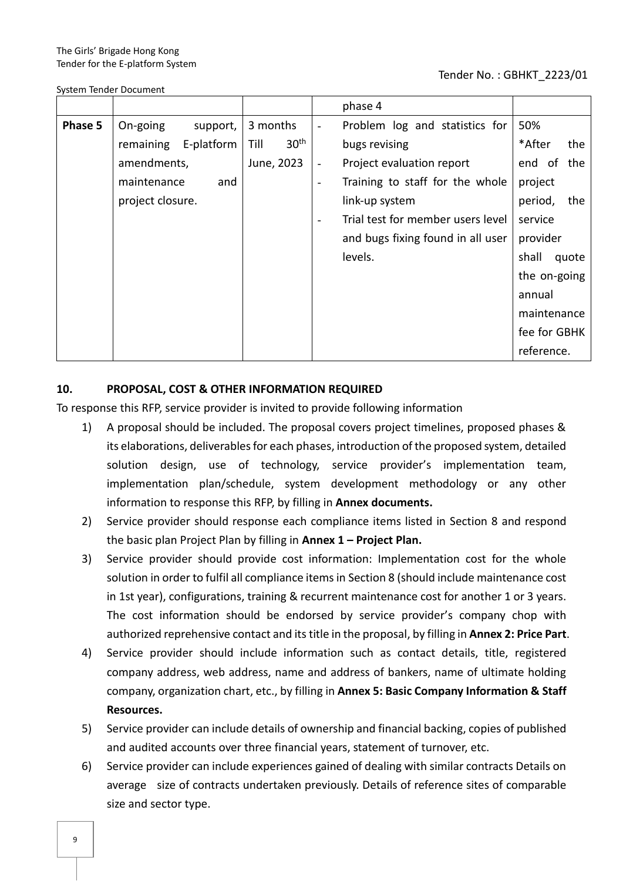| | | | | |
|---|---|---|---|---|
| | | | phase 4 | |
| **Phase 5** | On-going support, remaining E-platform amendments, maintenance and project closure. | 3 months Till 30th June, 2023 | - Problem log and statistics for bugs revising<br>- Project evaluation report<br>- Training to staff for the whole link-up system<br>- Trial test for member users level and bugs fixing found in all user levels. | 50%<br>*After the end of the project period, the service provider shall quote the on-going annual maintenance fee for GBHK reference. |

## 10. PROPOSAL, COST & OTHER INFORMATION REQUIRED

To response this RFP, service provider is invited to provide following information

1) A proposal should be included. The proposal covers project timelines, proposed phases & its elaborations, deliverables for each phases, introduction of the proposed system, detailed solution design, use of technology, service provider's implementation team, implementation plan/schedule, system development methodology or any other information to response this RFP, by filling in **Annex documents.**
2) Service provider should response each compliance items listed in Section 8 and respond the basic plan Project Plan by filling in **Annex 1 – Project Plan.**
3) Service provider should provide cost information: Implementation cost for the whole solution in order to fulfil all compliance items in Section 8 (should include maintenance cost in 1st year), configurations, training & recurrent maintenance cost for another 1 or 3 years. The cost information should be endorsed by service provider's company chop with authorized reprehensive contact and its title in the proposal, by filling in **Annex 2: Price Part**.
4) Service provider should include information such as contact details, title, registered company address, web address, name and address of bankers, name of ultimate holding company, organization chart, etc., by filling in **Annex 5: Basic Company Information & Staff Resources.**
5) Service provider can include details of ownership and financial backing, copies of published and audited accounts over three financial years, statement of turnover, etc.
6) Service provider can include experiences gained of dealing with similar contracts Details on average size of contracts undertaken previously. Details of reference sites of comparable size and sector type.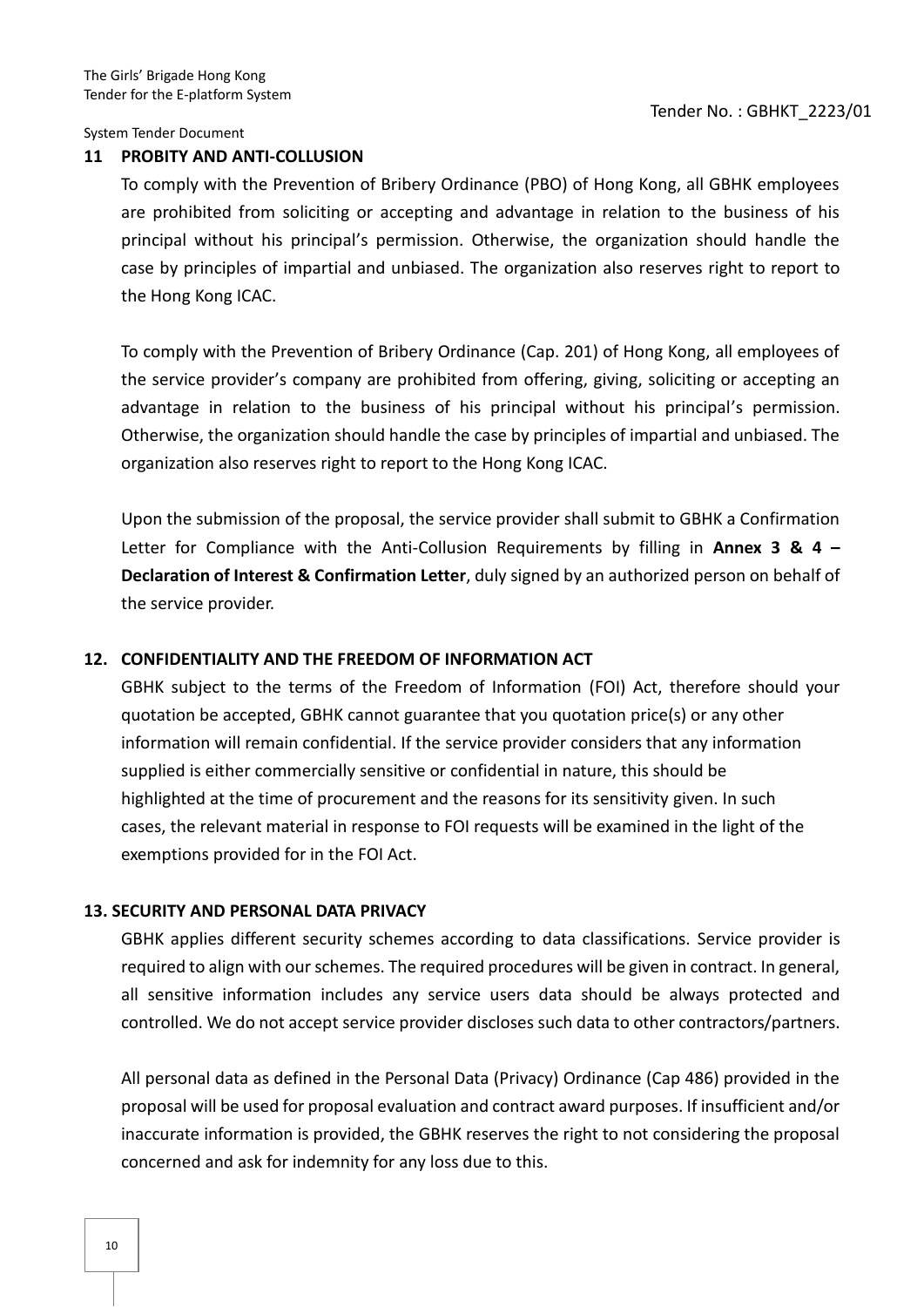## 11 PROBITY AND ANTI-COLLUSION

To comply with the Prevention of Bribery Ordinance (PBO) of Hong Kong, all GBHK employees are prohibited from soliciting or accepting and advantage in relation to the business of his principal without his principal's permission. Otherwise, the organization should handle the case by principles of impartial and unbiased. The organization also reserves right to report to the Hong Kong ICAC.

To comply with the Prevention of Bribery Ordinance (Cap. 201) of Hong Kong, all employees of the service provider's company are prohibited from offering, giving, soliciting or accepting an advantage in relation to the business of his principal without his principal's permission. Otherwise, the organization should handle the case by principles of impartial and unbiased. The organization also reserves right to report to the Hong Kong ICAC.

Upon the submission of the proposal, the service provider shall submit to GBHK a Confirmation Letter for Compliance with the Anti-Collusion Requirements by filling in **Annex 3 & 4 – Declaration of Interest & Confirmation Letter**, duly signed by an authorized person on behalf of the service provider.

## 12. CONFIDENTIALITY AND THE FREEDOM OF INFORMATION ACT

GBHK subject to the terms of the Freedom of Information (FOI) Act, therefore should your quotation be accepted, GBHK cannot guarantee that you quotation price(s) or any other information will remain confidential. If the service provider considers that any information supplied is either commercially sensitive or confidential in nature, this should be highlighted at the time of procurement and the reasons for its sensitivity given. In such cases, the relevant material in response to FOI requests will be examined in the light of the exemptions provided for in the FOI Act.

## 13. SECURITY AND PERSONAL DATA PRIVACY

GBHK applies different security schemes according to data classifications. Service provider is required to align with our schemes. The required procedures will be given in contract. In general, all sensitive information includes any service users data should be always protected and controlled. We do not accept service provider discloses such data to other contractors/partners.

All personal data as defined in the Personal Data (Privacy) Ordinance (Cap 486) provided in the proposal will be used for proposal evaluation and contract award purposes. If insufficient and/or inaccurate information is provided, the GBHK reserves the right to not considering the proposal concerned and ask for indemnity for any loss due to this.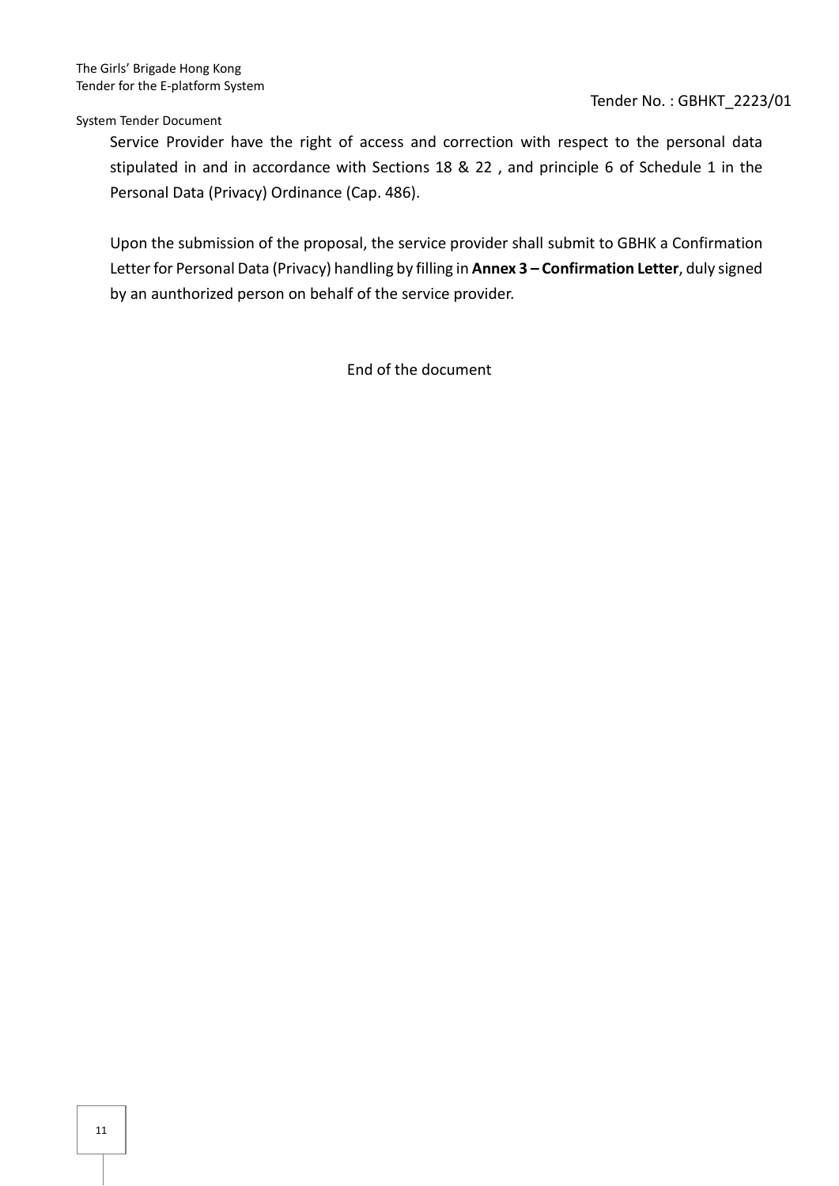Service Provider have the right of access and correction with respect to the personal data stipulated in and in accordance with Sections 18 & 22 , and principle 6 of Schedule 1 in the Personal Data (Privacy) Ordinance (Cap. 486).

Upon the submission of the proposal, the service provider shall submit to GBHK a Confirmation Letter for Personal Data (Privacy) handling by filling in **Annex 3 – Confirmation Letter**, duly signed by an aunthorized person on behalf of the service provider.

End of the document